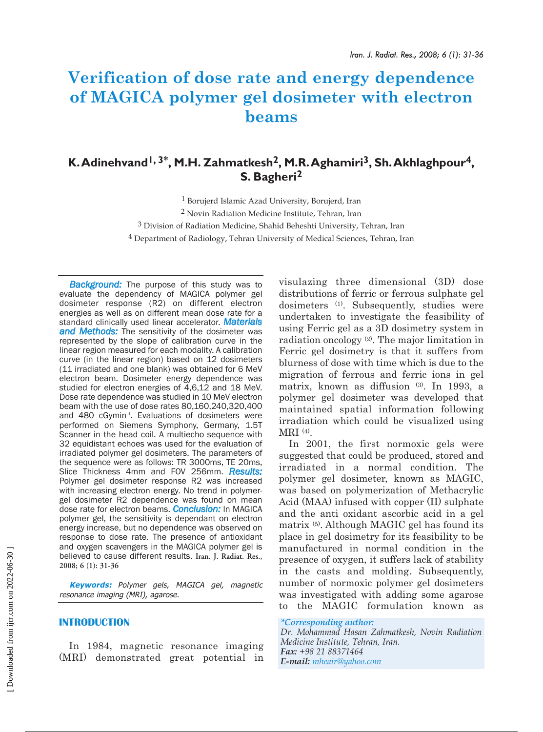# Verification of dose rate and energy dependence of MAGICA polymer gel dosimeter with electron beams

## K. Adinehvand[1, 3*], M.H. Zahmatkesh[2], M.R. Aghamiri[3], Sh. Akhlaghpour[4], S. Bagheri[2]

[1] Borujerd Islamic Azad University, Borujerd, Iran

[2] Novin Radiation Medicine Institute, Tehran, Iran

[3] Division of Radiation Medicine, Shahid Beheshti University, Tehran, Iran

[4] Department of Radiology, Tehran University of Medical Sciences, Tehran, Iran

***Background:*** The purpose of this study was to evaluate the dependency of MAGICA polymer gel dosimeter response (R2) on different electron energies as well as on different mean dose rate for a standard clinically used linear accelerator. ***Materials and Methods:*** The sensitivity of the dosimeter was represented by the slope of calibration curve in the linear region measured for each modality. A calibration curve (in the linear region) based on 12 dosimeters (11 irradiated and one blank) was obtained for 6 MeV electron beam. Dosimeter energy dependence was studied for electron energies of 4,6,12 and 18 MeV. Dose rate dependence was studied in 10 MeV electron beam with the use of dose rates 80,160,240,320,400 and 480 $cGymin^{-1}$. Evaluations of dosimeters were performed on Siemens Symphony, Germany, 1.5T Scanner in the head coil. A multiecho sequence with 32 equidistant echoes was used for the evaluation of irradiated polymer gel dosimeters. The parameters of the sequence were as follows: TR 3000ms, TE 20ms, Slice Thickness 4mm and FOV 256mm. ***Results:*** Polymer gel dosimeter response R2 was increased with increasing electron energy. No trend in polymer-gel dosimeter R2 dependence was found on mean dose rate for electron beams. ***Conclusion:*** In MAGICA polymer gel, the sensitivity is dependant on electron energy increase, but no dependence was observed on response to dose rate. The presence of antioxidant and oxygen scavengers in the MAGICA polymer gel is believed to cause different results. **Iran. J. Radiat. Res., 2008; 6 (1): 31-36**

***Keywords:*** *Polymer gels, MAGICA gel, magnetic resonance imaging (MRI), agarose.*

## INTRODUCTION

In 1984, magnetic resonance imaging (MRI) demonstrated great potential in visulazing three dimensional (3D) dose distributions of ferric or ferrous sulphate gel dosimeters [1]. Subsequently, studies were undertaken to investigate the feasibility of using Ferric gel as a 3D dosimetry system in radiation oncology [2]. The major limitation in Ferric gel dosimetry is that it suffers from blurness of dose with time which is due to the migration of ferrous and ferric ions in gel matrix, known as diffusion [3]. In 1993, a polymer gel dosimeter was developed that maintained spatial information following irradiation which could be visualized using MRI [4].

In 2001, the first normoxic gels were suggested that could be produced, stored and irradiated in a normal condition. The polymer gel dosimeter, known as MAGIC, was based on polymerization of Methacrylic Acid (MAA) infused with copper (II) sulphate and the anti oxidant ascorbic acid in a gel matrix [5]. Although MAGIC gel has found its place in gel dosimetry for its feasibility to be manufactured in normal condition in the presence of oxygen, it suffers lack of stability in the casts and molding. Subsequently, number of normoxic polymer gel dosimeters was investigated with adding some agarose to the MAGIC formulation known as

*\*Corresponding author:*
*Dr. Mohammad Hasan Zahmatkesh, Novin Radiation Medicine Institute, Tehran, Iran.*
***Fax:*** *+98 21 88371464*
***E-mail:*** *mheair@yahoo.com*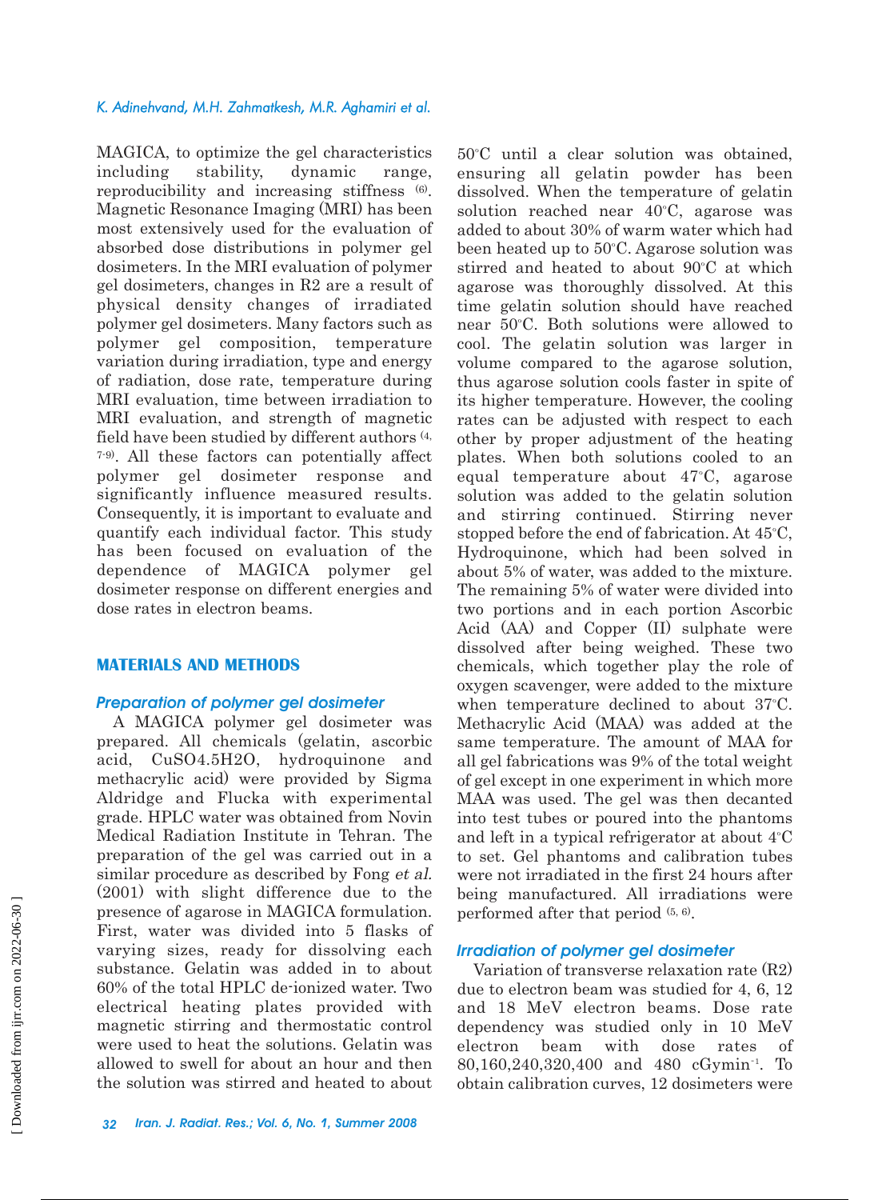MAGICA, to optimize the gel characteristics including stability, dynamic range, reproducibility and increasing stiffness [6]. Magnetic Resonance Imaging (MRI) has been most extensively used for the evaluation of absorbed dose distributions in polymer gel dosimeters. In the MRI evaluation of polymer gel dosimeters, changes in R2 are a result of physical density changes of irradiated polymer gel dosimeters. Many factors such as polymer gel composition, temperature variation during irradiation, type and energy of radiation, dose rate, temperature during MRI evaluation, time between irradiation to MRI evaluation, and strength of magnetic field have been studied by different authors [4, 7-9]. All these factors can potentially affect polymer gel dosimeter response and significantly influence measured results. Consequently, it is important to evaluate and quantify each individual factor. This study has been focused on evaluation of the dependence of MAGICA polymer gel dosimeter response on different energies and dose rates in electron beams.

## MATERIALS AND METHODS

### *Preparation of polymer gel dosimeter*

A MAGICA polymer gel dosimeter was prepared. All chemicals (gelatin, ascorbic acid, $CuSO_4.5H_2O$, hydroquinone and methacrylic acid) were provided by Sigma Aldridge and Flucka with experimental grade. HPLC water was obtained from Novin Medical Radiation Institute in Tehran. The preparation of the gel was carried out in a similar procedure as described by Fong *et al.* (2001) with slight difference due to the presence of agarose in MAGICA formulation. First, water was divided into 5 flasks of varying sizes, ready for dissolving each substance. Gelatin was added in to about 60% of the total HPLC de-ionized water. Two electrical heating plates provided with magnetic stirring and thermostatic control were used to heat the solutions. Gelatin was allowed to swell for about an hour and then the solution was stirred and heated to about 50°C until a clear solution was obtained, ensuring all gelatin powder has been dissolved. When the temperature of gelatin solution reached near 40°C, agarose was added to about 30% of warm water which had been heated up to 50°C. Agarose solution was stirred and heated to about 90°C at which agarose was thoroughly dissolved. At this time gelatin solution should have reached near 50°C. Both solutions were allowed to cool. The gelatin solution was larger in volume compared to the agarose solution, thus agarose solution cools faster in spite of its higher temperature. However, the cooling rates can be adjusted with respect to each other by proper adjustment of the heating plates. When both solutions cooled to an equal temperature about 47°C, agarose solution was added to the gelatin solution and stirring continued. Stirring never stopped before the end of fabrication. At 45°C, Hydroquinone, which had been solved in about 5% of water, was added to the mixture. The remaining 5% of water were divided into two portions and in each portion Ascorbic Acid (AA) and Copper (II) sulphate were dissolved after being weighed. These two chemicals, which together play the role of oxygen scavenger, were added to the mixture when temperature declined to about 37°C. Methacrylic Acid (MAA) was added at the same temperature. The amount of MAA for all gel fabrications was 9% of the total weight of gel except in one experiment in which more MAA was used. The gel was then decanted into test tubes or poured into the phantoms and left in a typical refrigerator at about 4°C to set. Gel phantoms and calibration tubes were not irradiated in the first 24 hours after being manufactured. All irradiations were performed after that period [5, 6].

### *Irradiation of polymer gel dosimeter*

Variation of transverse relaxation rate (R2) due to electron beam was studied for 4, 6, 12 and 18 MeV electron beams. Dose rate dependency was studied only in 10 MeV electron beam with dose rates of 80,160,240,320,400 and 480 cGymin$^{-1}$. To obtain calibration curves, 12 dosimeters were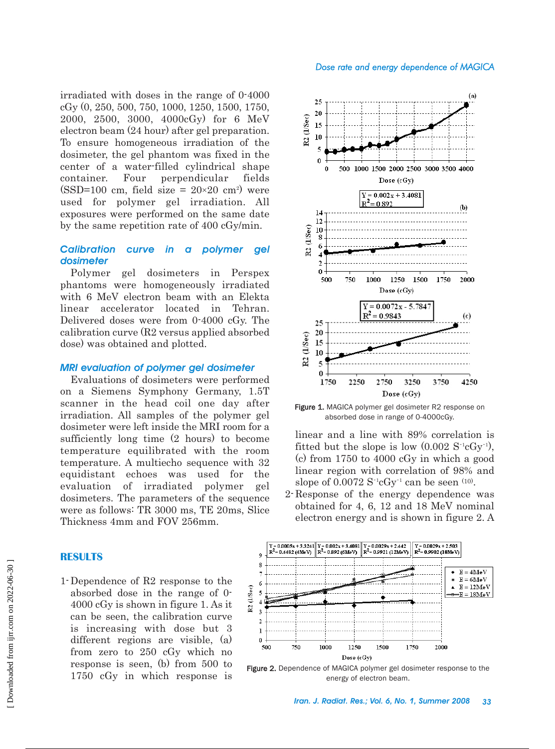irradiated with doses in the range of 0-4000 cGy (0, 250, 500, 750, 1000, 1250, 1500, 1750, 2000, 2500, 3000, 4000cGy) for 6 MeV electron beam (24 hour) after gel preparation. To ensure homogeneous irradiation of the dosimeter, the gel phantom was fixed in the center of a water-filled cylindrical shape container. Four perpendicular fields (SSD=100 cm, field size = 20×20 $cm^2$) were used for polymer gel irradiation. All exposures were performed on the same date by the same repetition rate of 400 cGy/min.

### *Calibration curve in a polymer gel dosimeter*

Polymer gel dosimeters in Perspex phantoms were homogeneously irradiated with 6 MeV electron beam with an Elekta linear accelerator located in Tehran. Delivered doses were from 0-4000 cGy. The calibration curve (R2 versus applied absorbed dose) was obtained and plotted.

### *MRI evaluation of polymer gel dosimeter*

Evaluations of dosimeters were performed on a Siemens Symphony Germany, 1.5T scanner in the head coil one day after irradiation. All samples of the polymer gel dosimeter were left inside the MRI room for a sufficiently long time (2 hours) to become temperature equilibrated with the room temperature. A multiecho sequence with 32 equidistant echoes was used for the evaluation of irradiated polymer gel dosimeters. The parameters of the sequence were as follows: TR 3000 ms, TE 20ms, Slice Thickness 4mm and FOV 256mm.

## RESULTS

1- Dependence of R2 response to the absorbed dose in the range of 0-4000 cGy is shown in figure 1. As it can be seen, the calibration curve is increasing with dose but 3 different regions are visible, (a) from zero to 250 cGy which no response is seen, (b) from 500 to 1750 cGy in which response is linear and a line with 89% correlation is fitted but the slope is low (0.002 $S^{-1}cGy^{-1}$), (c) from 1750 to 4000 cGy in which a good linear region with correlation of 98% and slope of 0.0072 $S^{-1}cGy^{-1}$ can be seen [10].

2- Response of the energy dependence was obtained for 4, 6, 12 and 18 MeV nominal electron energy and is shown in figure 2. A

**Figure 1.** MAGICA polymer gel dosimeter R2 response on absorbed dose in range of 0-4000cGy.

**Figure 2.** Dependence of MAGICA polymer gel dosimeter response to the energy of electron beam.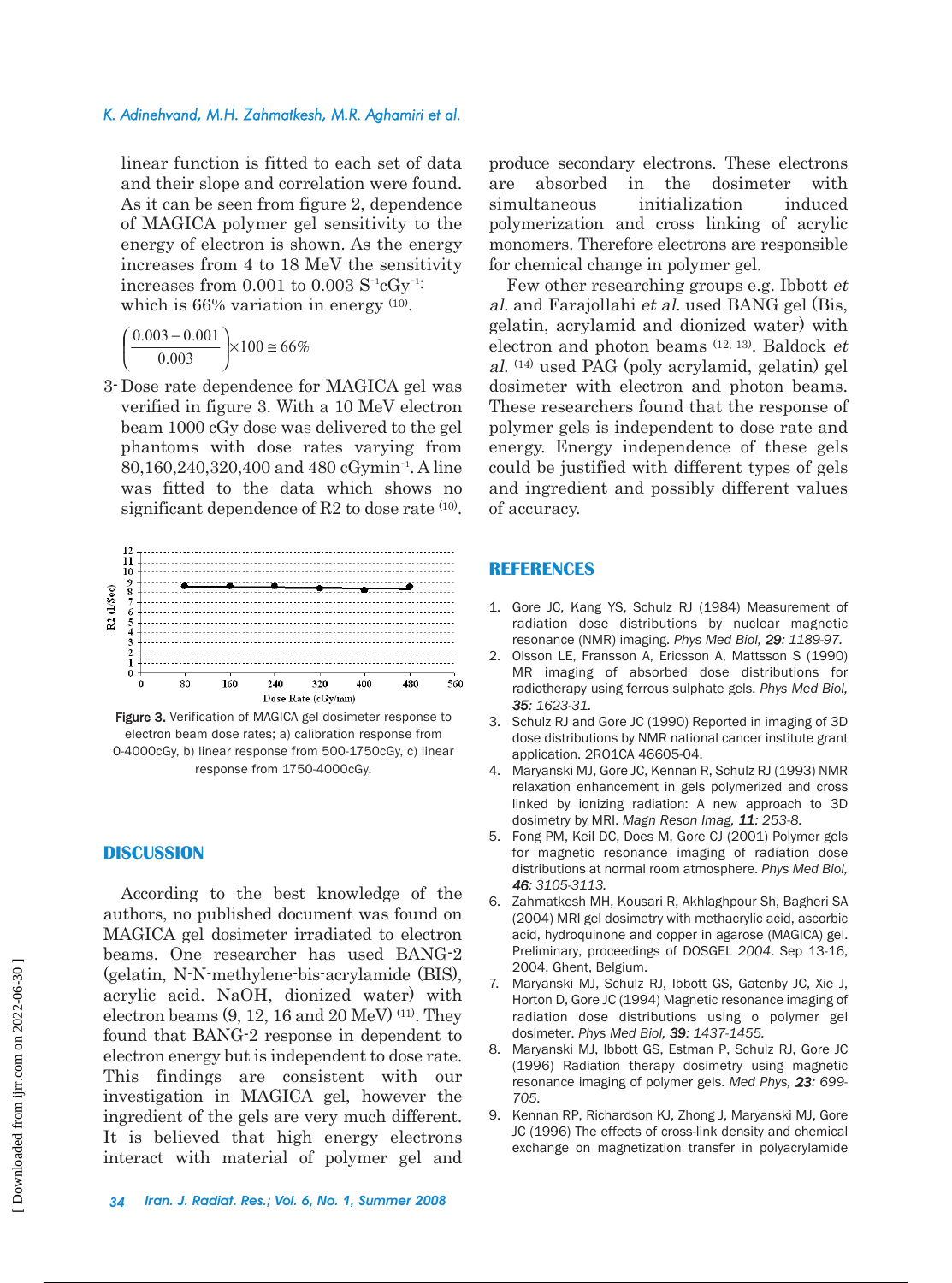linear function is fitted to each set of data and their slope and correlation were found. As it can be seen from figure 2, dependence of MAGICA polymer gel sensitivity to the energy of electron is shown. As the energy increases from 4 to 18 MeV the sensitivity increases from 0.001 to 0.003 $S^{-1}cGy^{-1}$: which is 66% variation in energy [10].

$$\left(\frac{0.003-0.001}{0.003}\right)\times 100 \cong 66\%$$

3- Dose rate dependence for MAGICA gel was verified in figure 3. With a 10 MeV electron beam 1000 cGy dose was delivered to the gel phantoms with dose rates varying from 80,160,240,320,400 and 480 $cGymin^{-1}$. A line was fitted to the data which shows no significant dependence of R2 to dose rate [10].

Figure 3. Verification of MAGICA gel dosimeter response to electron beam dose rates; a) calibration response from 0-4000cGy, b) linear response from 500-1750cGy, c) linear response from 1750-4000cGy.

## DISCUSSION

According to the best knowledge of the authors, no published document was found on MAGICA gel dosimeter irradiated to electron beams. One researcher has used BANG-2 (gelatin, N-N-methylene-bis-acrylamide (BIS), acrylic acid. NaOH, dionized water) with electron beams (9, 12, 16 and 20 MeV) [11]. They found that BANG-2 response in dependent to electron energy but is independent to dose rate. This findings are consistent with our investigation in MAGICA gel, however the ingredient of the gels are very much different. It is believed that high energy electrons interact with material of polymer gel and produce secondary electrons. These electrons are absorbed in the dosimeter with simultaneous initialization induced polymerization and cross linking of acrylic monomers. Therefore electrons are responsible for chemical change in polymer gel.

Few other researching groups e.g. Ibbott *et al.* and Farajollahi *et al.* used BANG gel (Bis, gelatin, acrylamid and dionized water) with electron and photon beams [12, 13]. Baldock *et al.* [14] used PAG (poly acrylamid, gelatin) gel dosimeter with electron and photon beams. These researchers found that the response of polymer gels is independent to dose rate and energy. Energy independence of these gels could be justified with different types of gels and ingredient and possibly different values of accuracy.

## REFERENCES

1. Gore JC, Kang YS, Schulz RJ (1984) Measurement of radiation dose distributions by nuclear magnetic resonance (NMR) imaging. *Phys Med Biol,* ***29****: 1189-97.*
2. Olsson LE, Fransson A, Ericsson A, Mattsson S (1990) MR imaging of absorbed dose distributions for radiotherapy using ferrous sulphate gels. *Phys Med Biol,* ***35****: 1623-31.*
3. Schulz RJ and Gore JC (1990) Reported in imaging of 3D dose distributions by NMR national cancer institute grant application. 2RO1CA 46605-04.
4. Maryanski MJ, Gore JC, Kennan R, Schulz RJ (1993) NMR relaxation enhancement in gels polymerized and cross linked by ionizing radiation: A new approach to 3D dosimetry by MRI. *Magn Reson Imag,* ***11****: 253-8.*
5. Fong PM, Keil DC, Does M, Gore CJ (2001) Polymer gels for magnetic resonance imaging of radiation dose distributions at normal room atmosphere. *Phys Med Biol,* ***46****: 3105-3113.*
6. Zahmatkesh MH, Kousari R, Akhlaghpour Sh, Bagheri SA (2004) MRI gel dosimetry with methacrylic acid, ascorbic acid, hydroquinone and copper in agarose (MAGICA) gel. Preliminary, proceedings of DOSGEL *2004*. Sep 13-16, 2004, Ghent, Belgium.
7. Maryanski MJ, Schulz RJ, Ibbott GS, Gatenby JC, Xie J, Horton D, Gore JC (1994) Magnetic resonance imaging of radiation dose distributions using o polymer gel dosimeter. *Phys Med Biol,* ***39****: 1437-1455.*
8. Maryanski MJ, Ibbott GS, Estman P, Schulz RJ, Gore JC (1996) Radiation therapy dosimetry using magnetic resonance imaging of polymer gels. *Med Phys,* ***23****: 699-705.*
9. Kennan RP, Richardson KJ, Zhong J, Maryanski MJ, Gore JC (1996) The effects of cross-link density and chemical exchange on magnetization transfer in polyacrylamide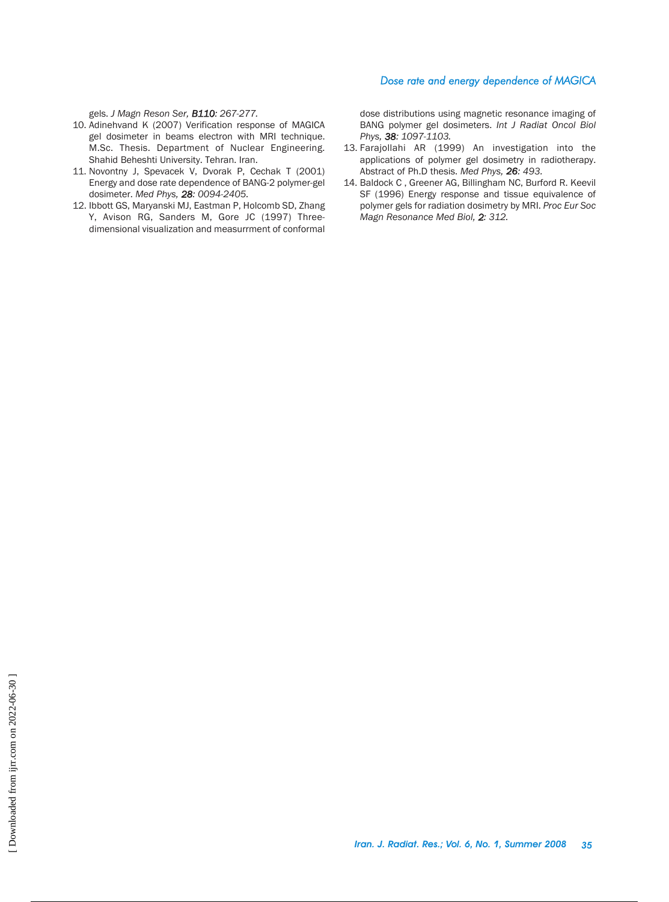gels. *J Magn Reson Ser,* ***B110****: 267-277.*

10. Adinehvand K (2007) Verification response of MAGICA gel dosimeter in beams electron with MRI technique. M.Sc. Thesis. Department of Nuclear Engineering. Shahid Beheshti University. Tehran. Iran.
11. Novontny J, Spevacek V, Dvorak P, Cechak T (2001) Energy and dose rate dependence of BANG-2 polymer-gel dosimeter. *Med Phys,* ***28****: 0094-2405.*
12. Ibbott GS, Maryanski MJ, Eastman P, Holcomb SD, Zhang Y, Avison RG, Sanders M, Gore JC (1997) Three-dimensional visualization and measurrment of conformal dose distributions using magnetic resonance imaging of BANG polymer gel dosimeters. *Int J Radiat Oncol Biol Phys,* ***38****: 1097-1103.*
13. Farajollahi AR (1999) An investigation into the applications of polymer gel dosimetry in radiotherapy. Abstract of Ph.D thesis. *Med Phys,* ***26****: 493.*
14. Baldock C , Greener AG, Billingham NC, Burford R. Keevil SF (1996) Energy response and tissue equivalence of polymer gels for radiation dosimetry by MRI. *Proc Eur Soc Magn Resonance Med Biol,* ***2****: 312.*